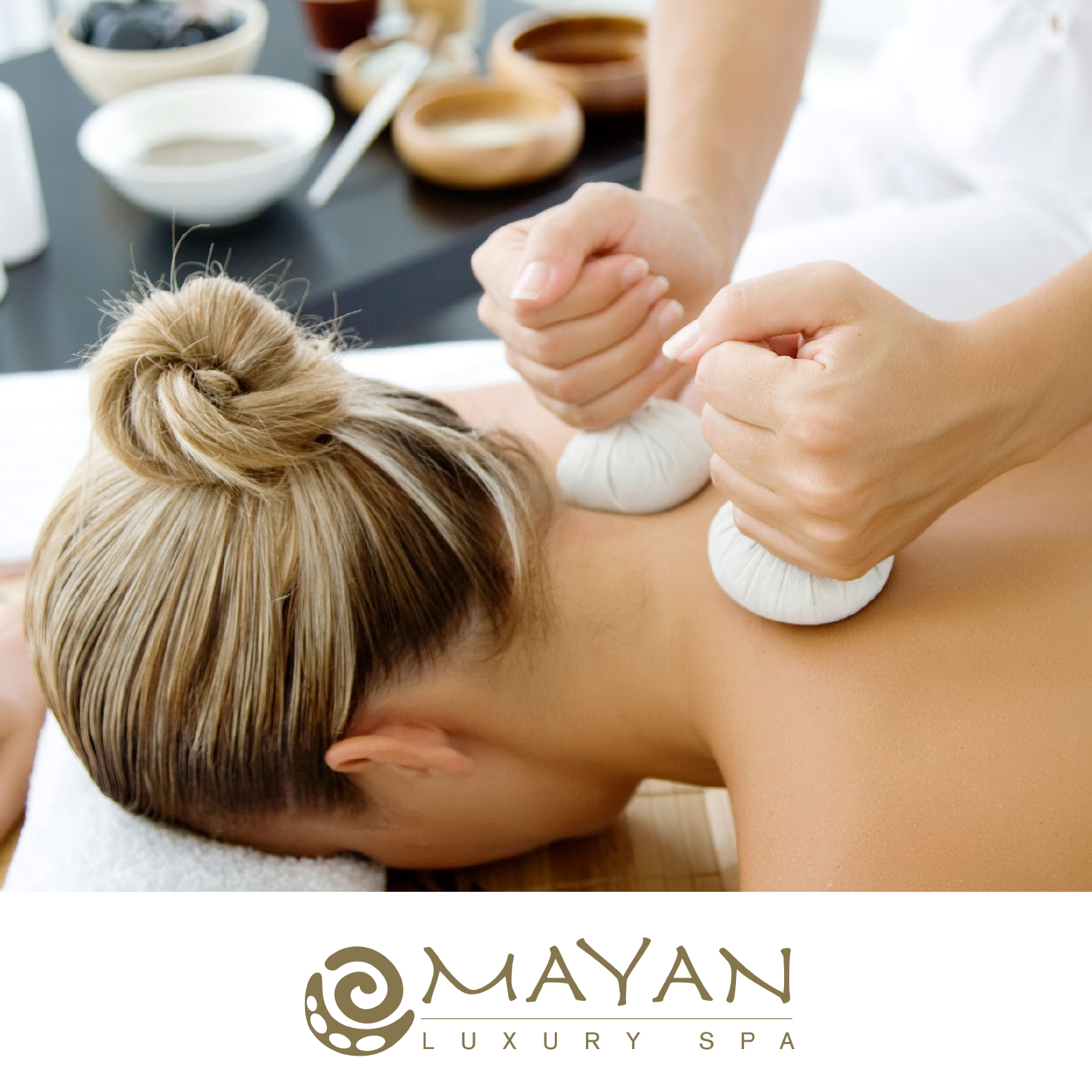# MAYAN

LUXURY SPA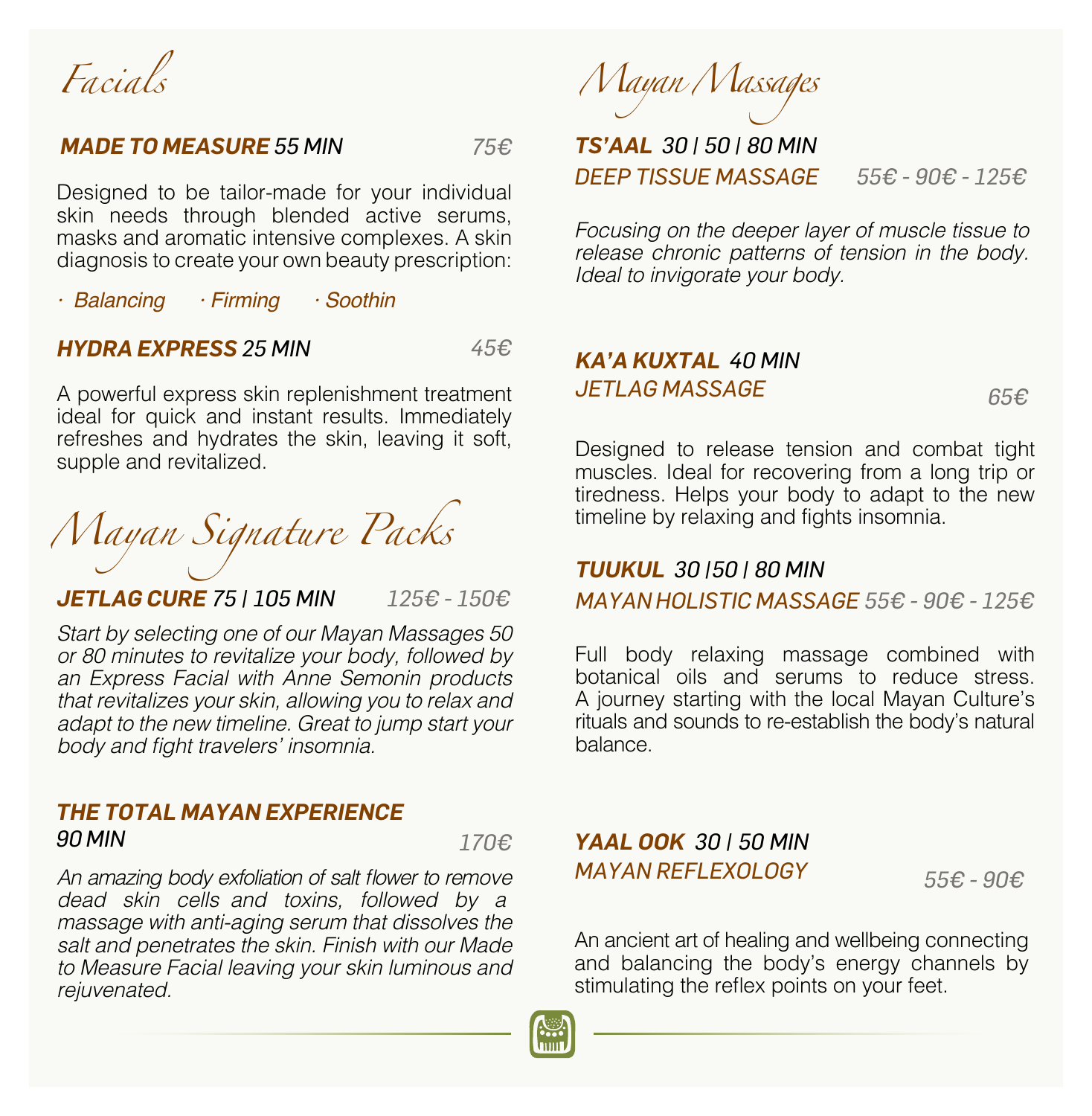# Facials

**MADE TO MEASURE** *55 MIN* — *75€*

Designed to be tailor-made for your individual skin needs through blended active serums, masks and aromatic intensive complexes. A skin diagnosis to create your own beauty prescription:

- *Balancing*
- *Firming*
- *Soothin*

**HYDRA EXPRESS** *25 MIN* — *45€*

A powerful express skin replenishment treatment ideal for quick and instant results. Immediately refreshes and hydrates the skin, leaving it soft, supple and revitalized.

# Mayan Signature Packs

**JETLAG CURE** *75 | 105 MIN* — *125€ - 150€*

*Start by selecting one of our Mayan Massages 50 or 80 minutes to revitalize your body, followed by an Express Facial with Anne Semonin products that revitalizes your skin, allowing you to relax and adapt to the new timeline. Great to jump start your body and fight travelers' insomnia.*

**THE TOTAL MAYAN EXPERIENCE**
*90 MIN* — *170€*

*An amazing body exfoliation of salt flower to remove dead skin cells and toxins, followed by a massage with anti-aging serum that dissolves the salt and penetrates the skin. Finish with our Made to Measure Facial leaving your skin luminous and rejuvenated.*

# Mayan Massages

**TS'AAL** *30 | 50 | 80 MIN*
*DEEP TISSUE MASSAGE* — *55€ - 90€ - 125€*

*Focusing on the deeper layer of muscle tissue to release chronic patterns of tension in the body. Ideal to invigorate your body.*

**KA'A KUXTAL** *40 MIN*
*JETLAG MASSAGE* — *65€*

Designed to release tension and combat tight muscles. Ideal for recovering from a long trip or tiredness. Helps your body to adapt to the new timeline by relaxing and fights insomnia.

**TUUKUL** *30 |50 | 80 MIN*
*MAYAN HOLISTIC MASSAGE* — *55€ - 90€ - 125€*

Full body relaxing massage combined with botanical oils and serums to reduce stress. A journey starting with the local Mayan Culture's rituals and sounds to re-establish the body's natural balance.

**YAAL OOK** *30 | 50 MIN*
*MAYAN REFLEXOLOGY* — *55€ - 90€*

An ancient art of healing and wellbeing connecting and balancing the body's energy channels by stimulating the reflex points on your feet.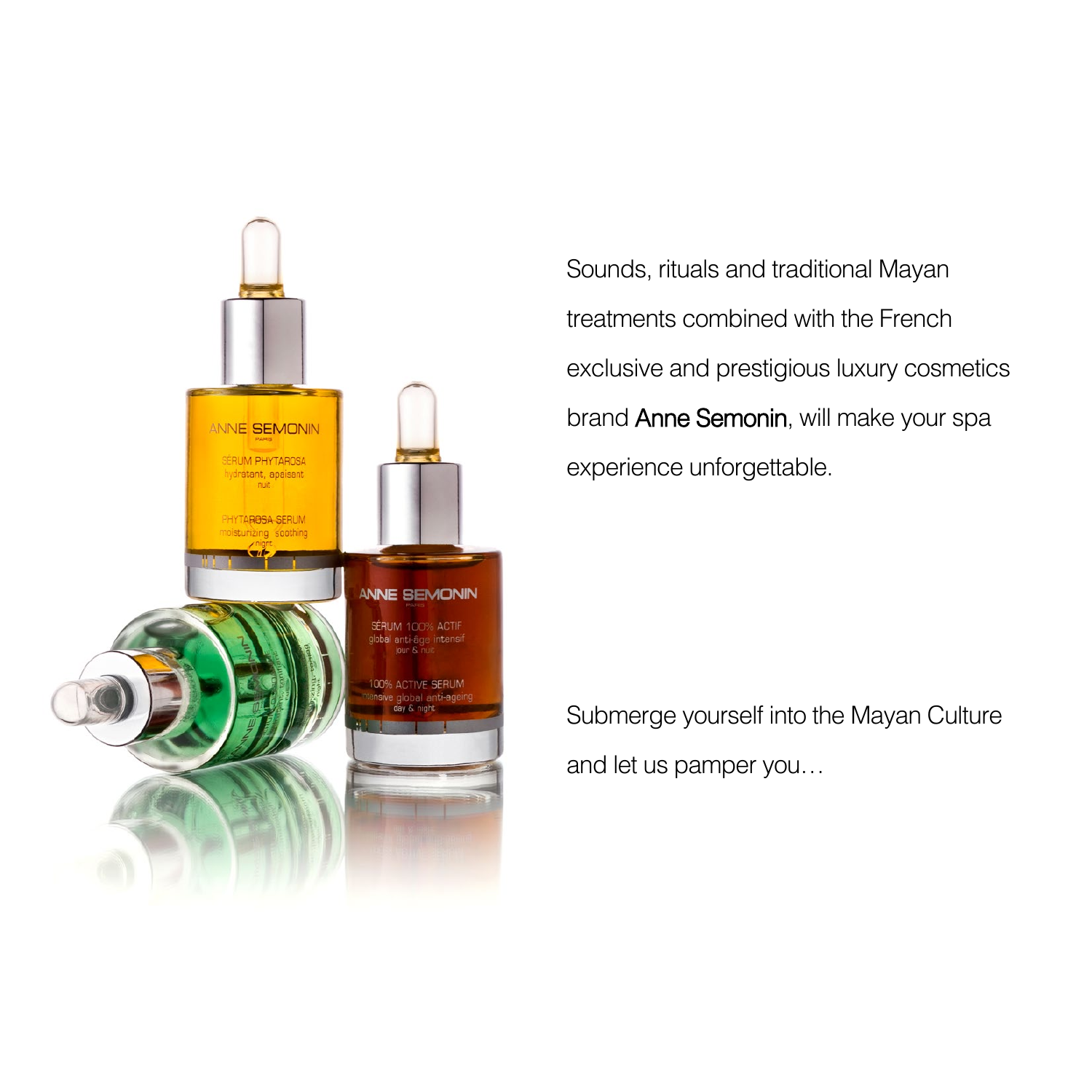Sounds, rituals and traditional Mayan treatments combined with the French exclusive and prestigious luxury cosmetics brand **Anne Semonin**, will make your spa experience unforgettable.

Submerge yourself into the Mayan Culture and let us pamper you…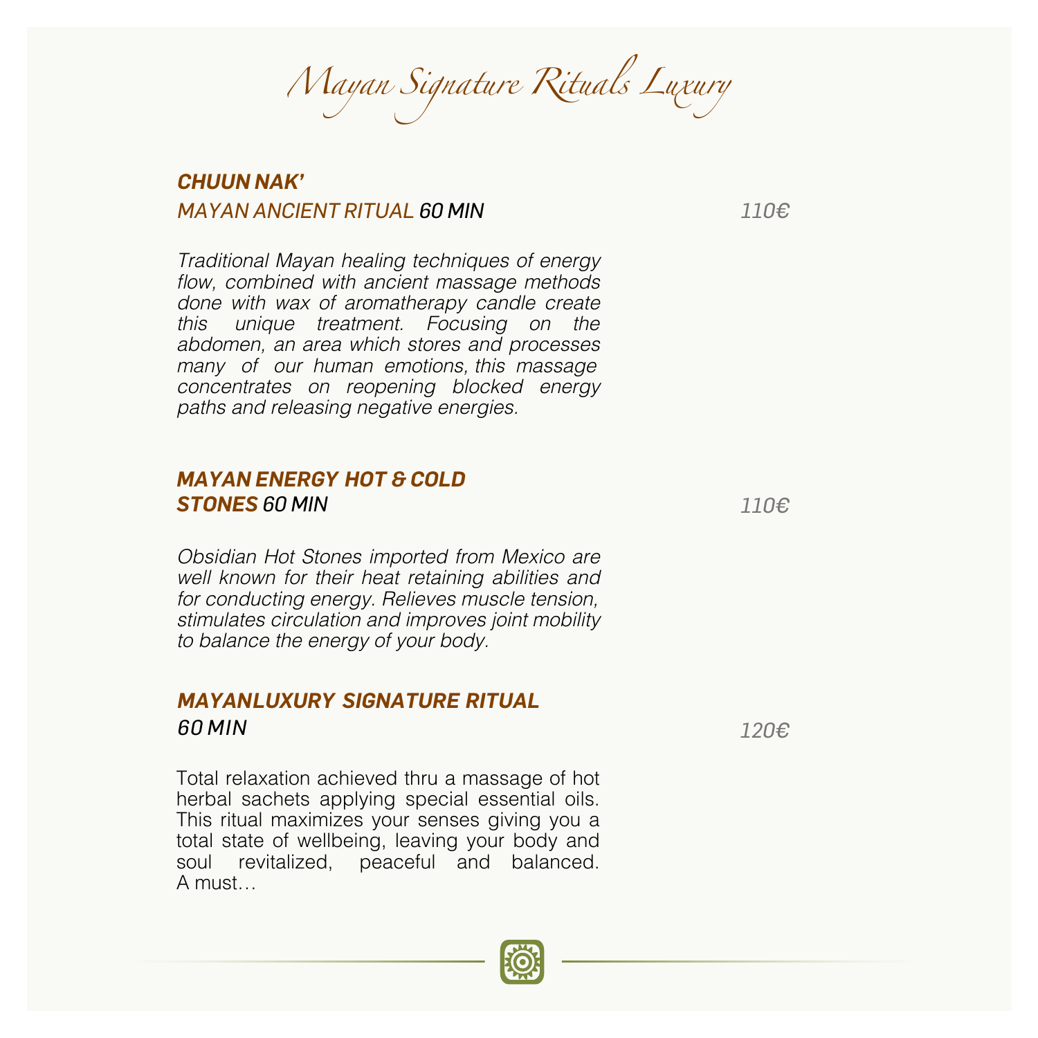# *Mayan Signature Rituals Luxury*

### ***CHUUN NAK'***
***MAYAN ANCIENT RITUAL 60 MIN*** — *110€*

*Traditional Mayan healing techniques of energy flow, combined with ancient massage methods done with wax of aromatherapy candle create this unique treatment. Focusing on the abdomen, an area which stores and processes many of our human emotions, this massage concentrates on reopening blocked energy paths and releasing negative energies.*

### ***MAYAN ENERGY HOT & COLD STONES** 60 MIN* — *110€*

*Obsidian Hot Stones imported from Mexico are well known for their heat retaining abilities and for conducting energy. Relieves muscle tension, stimulates circulation and improves joint mobility to balance the energy of your body.*

### ***MAYANLUXURY SIGNATURE RITUAL***
*60 MIN* — *120€*

Total relaxation achieved thru a massage of hot herbal sachets applying special essential oils. This ritual maximizes your senses giving you a total state of wellbeing, leaving your body and soul revitalized, peaceful and balanced. A must…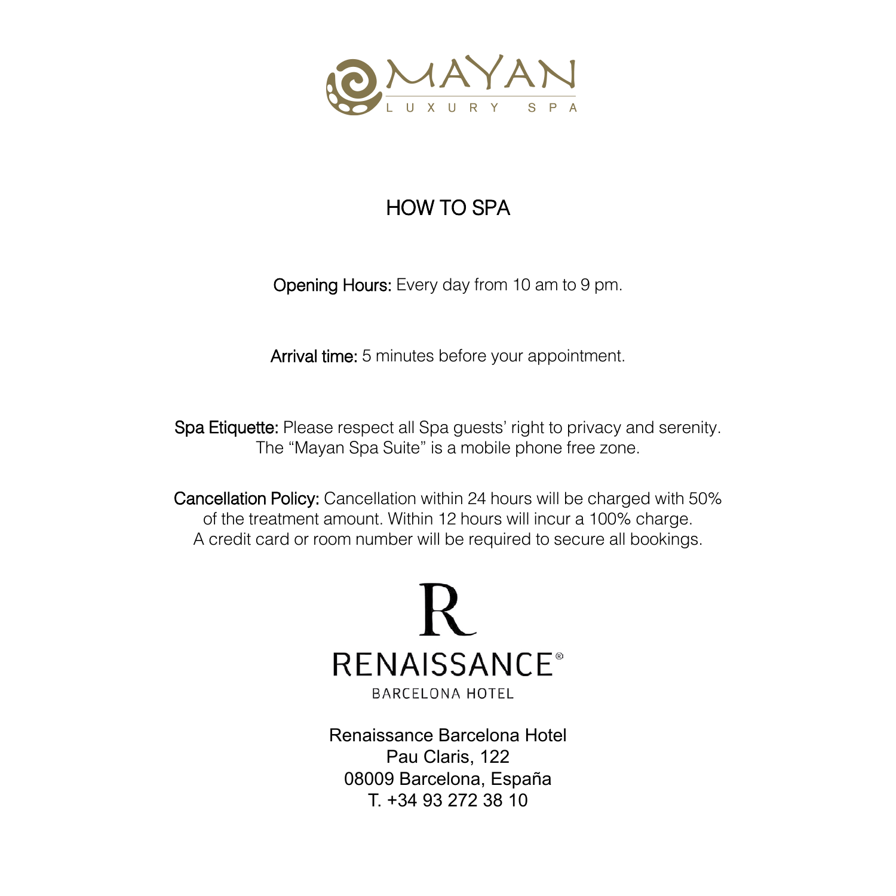MAYAN
LUXURY SPA

# HOW TO SPA

**Opening Hours:** Every day from 10 am to 9 pm.

**Arrival time:** 5 minutes before your appointment.

**Spa Etiquette:** Please respect all Spa guests' right to privacy and serenity. The "Mayan Spa Suite" is a mobile phone free zone.

**Cancellation Policy:** Cancellation within 24 hours will be charged with 50% of the treatment amount. Within 12 hours will incur a 100% charge. A credit card or room number will be required to secure all bookings.

R
RENAISSANCE®
BARCELONA HOTEL

Renaissance Barcelona Hotel
Pau Claris, 122
08009 Barcelona, España
T. +34 93 272 38 10